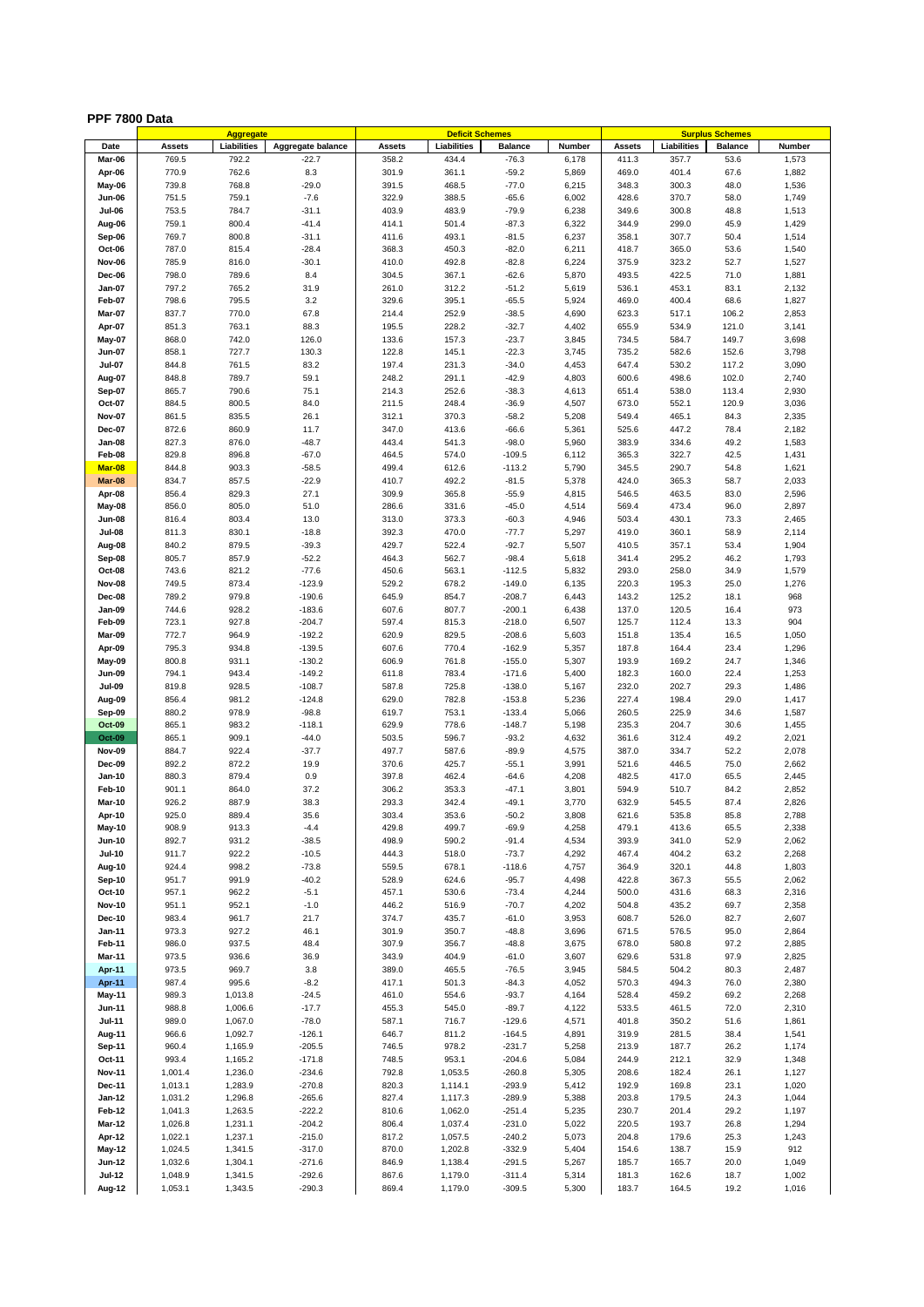# PPF 7800 Data

| | Aggregate | | | Deficit Schemes | | | | Surplus Schemes | | | |
|---|---|---|---|---|---|---|---|---|---|---|---|
| Date | Assets | Liabilities | Aggregate balance | Assets | Liabilities | Balance | Number | Assets | Liabilities | Balance | Number |
| Mar-06 | 769.5 | 792.2 | -22.7 | 358.2 | 434.4 | -76.3 | 6,178 | 411.3 | 357.7 | 53.6 | 1,573 |
| Apr-06 | 770.9 | 762.6 | 8.3 | 301.9 | 361.1 | -59.2 | 5,869 | 469.0 | 401.4 | 67.6 | 1,882 |
| May-06 | 739.8 | 768.8 | -29.0 | 391.5 | 468.5 | -77.0 | 6,215 | 348.3 | 300.3 | 48.0 | 1,536 |
| Jun-06 | 751.5 | 759.1 | -7.6 | 322.9 | 388.5 | -65.6 | 6,002 | 428.6 | 370.7 | 58.0 | 1,749 |
| Jul-06 | 753.5 | 784.7 | -31.1 | 403.9 | 483.9 | -79.9 | 6,238 | 349.6 | 300.8 | 48.8 | 1,513 |
| Aug-06 | 759.1 | 800.4 | -41.4 | 414.1 | 501.4 | -87.3 | 6,322 | 344.9 | 299.0 | 45.9 | 1,429 |
| Sep-06 | 769.7 | 800.8 | -31.1 | 411.6 | 493.1 | -81.5 | 6,237 | 358.1 | 307.7 | 50.4 | 1,514 |
| Oct-06 | 787.0 | 815.4 | -28.4 | 368.3 | 450.3 | -82.0 | 6,211 | 418.7 | 365.0 | 53.6 | 1,540 |
| Nov-06 | 785.9 | 816.0 | -30.1 | 410.0 | 492.8 | -82.8 | 6,224 | 375.9 | 323.2 | 52.7 | 1,527 |
| Dec-06 | 798.0 | 789.6 | 8.4 | 304.5 | 367.1 | -62.6 | 5,870 | 493.5 | 422.5 | 71.0 | 1,881 |
| Jan-07 | 797.2 | 765.2 | 31.9 | 261.0 | 312.2 | -51.2 | 5,619 | 536.1 | 453.1 | 83.1 | 2,132 |
| Feb-07 | 798.6 | 795.5 | 3.2 | 329.6 | 395.1 | -65.5 | 5,924 | 469.0 | 400.4 | 68.6 | 1,827 |
| Mar-07 | 837.7 | 770.0 | 67.8 | 214.4 | 252.9 | -38.5 | 4,690 | 623.3 | 517.1 | 106.2 | 2,853 |
| Apr-07 | 851.3 | 763.1 | 88.3 | 195.5 | 228.2 | -32.7 | 4,402 | 655.9 | 534.9 | 121.0 | 3,141 |
| May-07 | 868.0 | 742.0 | 126.0 | 133.6 | 157.3 | -23.7 | 3,845 | 734.5 | 584.7 | 149.7 | 3,698 |
| Jun-07 | 858.1 | 727.7 | 130.3 | 122.8 | 145.1 | -22.3 | 3,745 | 735.2 | 582.6 | 152.6 | 3,798 |
| Jul-07 | 844.8 | 761.5 | 83.2 | 197.4 | 231.3 | -34.0 | 4,453 | 647.4 | 530.2 | 117.2 | 3,090 |
| Aug-07 | 848.8 | 789.7 | 59.1 | 248.2 | 291.1 | -42.9 | 4,803 | 600.6 | 498.6 | 102.0 | 2,740 |
| Sep-07 | 865.7 | 790.6 | 75.1 | 214.3 | 252.6 | -38.3 | 4,613 | 651.4 | 538.0 | 113.4 | 2,930 |
| Oct-07 | 884.5 | 800.5 | 84.0 | 211.5 | 248.4 | -36.9 | 4,507 | 673.0 | 552.1 | 120.9 | 3,036 |
| Nov-07 | 861.5 | 835.5 | 26.1 | 312.1 | 370.3 | -58.2 | 5,208 | 549.4 | 465.1 | 84.3 | 2,335 |
| Dec-07 | 872.6 | 860.9 | 11.7 | 347.0 | 413.6 | -66.6 | 5,361 | 525.6 | 447.2 | 78.4 | 2,182 |
| Jan-08 | 827.3 | 876.0 | -48.7 | 443.4 | 541.3 | -98.0 | 5,960 | 383.9 | 334.6 | 49.2 | 1,583 |
| Feb-08 | 829.8 | 896.8 | -67.0 | 464.5 | 574.0 | -109.5 | 6,112 | 365.3 | 322.7 | 42.5 | 1,431 |
| Mar-08 | 844.8 | 903.3 | -58.5 | 499.4 | 612.6 | -113.2 | 5,790 | 345.5 | 290.7 | 54.8 | 1,621 |
| Mar-08 | 834.7 | 857.5 | -22.9 | 410.7 | 492.2 | -81.5 | 5,378 | 424.0 | 365.3 | 58.7 | 2,033 |
| Apr-08 | 856.4 | 829.3 | 27.1 | 309.9 | 365.8 | -55.9 | 4,815 | 546.5 | 463.5 | 83.0 | 2,596 |
| May-08 | 856.0 | 805.0 | 51.0 | 286.6 | 331.6 | -45.0 | 4,514 | 569.4 | 473.4 | 96.0 | 2,897 |
| Jun-08 | 816.4 | 803.4 | 13.0 | 313.0 | 373.3 | -60.3 | 4,946 | 503.4 | 430.1 | 73.3 | 2,465 |
| Jul-08 | 811.3 | 830.1 | -18.8 | 392.3 | 470.0 | -77.7 | 5,297 | 419.0 | 360.1 | 58.9 | 2,114 |
| Aug-08 | 840.2 | 879.5 | -39.3 | 429.7 | 522.4 | -92.7 | 5,507 | 410.5 | 357.1 | 53.4 | 1,904 |
| Sep-08 | 805.7 | 857.9 | -52.2 | 464.3 | 562.7 | -98.4 | 5,618 | 341.4 | 295.2 | 46.2 | 1,793 |
| Oct-08 | 743.6 | 821.2 | -77.6 | 450.6 | 563.1 | -112.5 | 5,832 | 293.0 | 258.0 | 34.9 | 1,579 |
| Nov-08 | 749.5 | 873.4 | -123.9 | 529.2 | 678.2 | -149.0 | 6,135 | 220.3 | 195.3 | 25.0 | 1,276 |
| Dec-08 | 789.2 | 979.8 | -190.6 | 645.9 | 854.7 | -208.7 | 6,443 | 143.2 | 125.2 | 18.1 | 968 |
| Jan-09 | 744.6 | 928.2 | -183.6 | 607.6 | 807.7 | -200.1 | 6,438 | 137.0 | 120.5 | 16.4 | 973 |
| Feb-09 | 723.1 | 927.8 | -204.7 | 597.4 | 815.3 | -218.0 | 6,507 | 125.7 | 112.4 | 13.3 | 904 |
| Mar-09 | 772.7 | 964.9 | -192.2 | 620.9 | 829.5 | -208.6 | 5,603 | 151.8 | 135.4 | 16.5 | 1,050 |
| Apr-09 | 795.3 | 934.8 | -139.5 | 607.6 | 770.4 | -162.9 | 5,357 | 187.8 | 164.4 | 23.4 | 1,296 |
| May-09 | 800.8 | 931.1 | -130.2 | 606.9 | 761.8 | -155.0 | 5,307 | 193.9 | 169.2 | 24.7 | 1,346 |
| Jun-09 | 794.1 | 943.4 | -149.2 | 611.8 | 783.4 | -171.6 | 5,400 | 182.3 | 160.0 | 22.4 | 1,253 |
| Jul-09 | 819.8 | 928.5 | -108.7 | 587.8 | 725.8 | -138.0 | 5,167 | 232.0 | 202.7 | 29.3 | 1,486 |
| Aug-09 | 856.4 | 981.2 | -124.8 | 629.0 | 782.8 | -153.8 | 5,236 | 227.4 | 198.4 | 29.0 | 1,417 |
| Sep-09 | 880.2 | 978.9 | -98.8 | 619.7 | 753.1 | -133.4 | 5,066 | 260.5 | 225.9 | 34.6 | 1,587 |
| Oct-09 | 865.1 | 983.2 | -118.1 | 629.9 | 778.6 | -148.7 | 5,198 | 235.3 | 204.7 | 30.6 | 1,455 |
| Oct-09 | 865.1 | 909.1 | -44.0 | 503.5 | 596.7 | -93.2 | 4,632 | 361.6 | 312.4 | 49.2 | 2,021 |
| Nov-09 | 884.7 | 922.4 | -37.7 | 497.7 | 587.6 | -89.9 | 4,575 | 387.0 | 334.7 | 52.2 | 2,078 |
| Dec-09 | 892.2 | 872.2 | 19.9 | 370.6 | 425.7 | -55.1 | 3,991 | 521.6 | 446.5 | 75.0 | 2,662 |
| Jan-10 | 880.3 | 879.4 | 0.9 | 397.8 | 462.4 | -64.6 | 4,208 | 482.5 | 417.0 | 65.5 | 2,445 |
| Feb-10 | 901.1 | 864.0 | 37.2 | 306.2 | 353.3 | -47.1 | 3,801 | 594.9 | 510.7 | 84.2 | 2,852 |
| Mar-10 | 926.2 | 887.9 | 38.3 | 293.3 | 342.4 | -49.1 | 3,770 | 632.9 | 545.5 | 87.4 | 2,826 |
| Apr-10 | 925.0 | 889.4 | 35.6 | 303.4 | 353.6 | -50.2 | 3,808 | 621.6 | 535.8 | 85.8 | 2,788 |
| May-10 | 908.9 | 913.3 | -4.4 | 429.8 | 499.7 | -69.9 | 4,258 | 479.1 | 413.6 | 65.5 | 2,338 |
| Jun-10 | 892.7 | 931.2 | -38.5 | 498.9 | 590.2 | -91.4 | 4,534 | 393.9 | 341.0 | 52.9 | 2,062 |
| Jul-10 | 911.7 | 922.2 | -10.5 | 444.3 | 518.0 | -73.7 | 4,292 | 467.4 | 404.2 | 63.2 | 2,268 |
| Aug-10 | 924.4 | 998.2 | -73.8 | 559.5 | 678.1 | -118.6 | 4,757 | 364.9 | 320.1 | 44.8 | 1,803 |
| Sep-10 | 951.7 | 991.9 | -40.2 | 528.9 | 624.6 | -95.7 | 4,498 | 422.8 | 367.3 | 55.5 | 2,062 |
| Oct-10 | 957.1 | 962.2 | -5.1 | 457.1 | 530.6 | -73.4 | 4,244 | 500.0 | 431.6 | 68.3 | 2,316 |
| Nov-10 | 951.1 | 952.1 | -1.0 | 446.2 | 516.9 | -70.7 | 4,202 | 504.8 | 435.2 | 69.7 | 2,358 |
| Dec-10 | 983.4 | 961.7 | 21.7 | 374.7 | 435.7 | -61.0 | 3,953 | 608.7 | 526.0 | 82.7 | 2,607 |
| Jan-11 | 973.3 | 927.2 | 46.1 | 301.9 | 350.7 | -48.8 | 3,696 | 671.5 | 576.5 | 95.0 | 2,864 |
| Feb-11 | 986.0 | 937.5 | 48.4 | 307.9 | 356.7 | -48.8 | 3,675 | 678.0 | 580.8 | 97.2 | 2,885 |
| Mar-11 | 973.5 | 936.6 | 36.9 | 343.9 | 404.9 | -61.0 | 3,607 | 629.6 | 531.8 | 97.9 | 2,825 |
| Apr-11 | 973.5 | 969.7 | 3.8 | 389.0 | 465.5 | -76.5 | 3,945 | 584.5 | 504.2 | 80.3 | 2,487 |
| Apr-11 | 987.4 | 995.6 | -8.2 | 417.1 | 501.3 | -84.3 | 4,052 | 570.3 | 494.3 | 76.0 | 2,380 |
| May-11 | 989.3 | 1,013.8 | -24.5 | 461.0 | 554.6 | -93.7 | 4,164 | 528.4 | 459.2 | 69.2 | 2,268 |
| Jun-11 | 988.8 | 1,006.6 | -17.7 | 455.3 | 545.0 | -89.7 | 4,122 | 533.5 | 461.5 | 72.0 | 2,310 |
| Jul-11 | 989.0 | 1,067.0 | -78.0 | 587.1 | 716.7 | -129.6 | 4,571 | 401.8 | 350.2 | 51.6 | 1,861 |
| Aug-11 | 966.6 | 1,092.7 | -126.1 | 646.7 | 811.2 | -164.5 | 4,891 | 319.9 | 281.5 | 38.4 | 1,541 |
| Sep-11 | 960.4 | 1,165.9 | -205.5 | 746.5 | 978.2 | -231.7 | 5,258 | 213.9 | 187.7 | 26.2 | 1,174 |
| Oct-11 | 993.4 | 1,165.2 | -171.8 | 748.5 | 953.1 | -204.6 | 5,084 | 244.9 | 212.1 | 32.9 | 1,348 |
| Nov-11 | 1,001.4 | 1,236.0 | -234.6 | 792.8 | 1,053.5 | -260.8 | 5,305 | 208.6 | 182.4 | 26.1 | 1,127 |
| Dec-11 | 1,013.1 | 1,283.9 | -270.8 | 820.3 | 1,114.1 | -293.9 | 5,412 | 192.9 | 169.8 | 23.1 | 1,020 |
| Jan-12 | 1,031.2 | 1,296.8 | -265.6 | 827.4 | 1,117.3 | -289.9 | 5,388 | 203.8 | 179.5 | 24.3 | 1,044 |
| Feb-12 | 1,041.3 | 1,263.5 | -222.2 | 810.6 | 1,062.0 | -251.4 | 5,235 | 230.7 | 201.4 | 29.2 | 1,197 |
| Mar-12 | 1,026.8 | 1,231.1 | -204.2 | 806.4 | 1,037.4 | -231.0 | 5,022 | 220.5 | 193.7 | 26.8 | 1,294 |
| Apr-12 | 1,022.1 | 1,237.1 | -215.0 | 817.2 | 1,057.5 | -240.2 | 5,073 | 204.8 | 179.6 | 25.3 | 1,243 |
| May-12 | 1,024.5 | 1,341.5 | -317.0 | 870.0 | 1,202.8 | -332.9 | 5,404 | 154.6 | 138.7 | 15.9 | 912 |
| Jun-12 | 1,032.6 | 1,304.1 | -271.6 | 846.9 | 1,138.4 | -291.5 | 5,267 | 185.7 | 165.7 | 20.0 | 1,049 |
| Jul-12 | 1,048.9 | 1,341.5 | -292.6 | 867.6 | 1,179.0 | -311.4 | 5,314 | 181.3 | 162.6 | 18.7 | 1,002 |
| Aug-12 | 1,053.1 | 1,343.5 | -290.3 | 869.4 | 1,179.0 | -309.5 | 5,300 | 183.7 | 164.5 | 19.2 | 1,016 |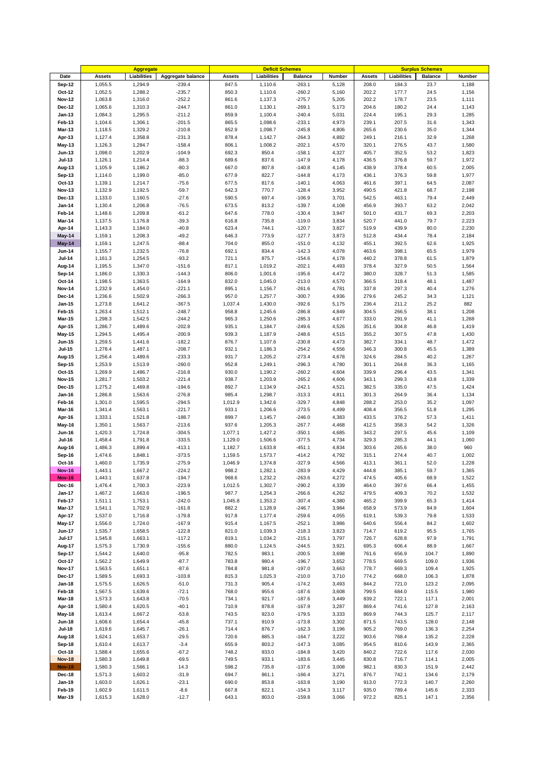| Date | Aggregate | | | Deficit Schemes | | | | Surplus Schemes | | | |
|---|---|---|---|---|---|---|---|---|---|---|---|
| | Assets | Liabilities | Aggregate balance | Assets | Liabilities | Balance | Number | Assets | Liabilities | Balance | Number |
| Sep-12 | 1,055.5 | 1,294.9 | -239.4 | 847.5 | 1,110.6 | -263.1 | 5,128 | 208.0 | 184.3 | 23.7 | 1,188 |
| Oct-12 | 1,052.5 | 1,288.2 | -235.7 | 850.3 | 1,110.6 | -260.2 | 5,160 | 202.2 | 177.7 | 24.5 | 1,156 |
| Nov-12 | 1,063.8 | 1,316.0 | -252.2 | 861.6 | 1,137.3 | -275.7 | 5,205 | 202.2 | 178.7 | 23.5 | 1,111 |
| Dec-12 | 1,065.6 | 1,310.3 | -244.7 | 861.0 | 1,130.1 | -269.1 | 5,173 | 204.6 | 180.2 | 24.4 | 1,143 |
| Jan-13 | 1,084.3 | 1,295.5 | -211.2 | 859.9 | 1,100.4 | -240.4 | 5,031 | 224.4 | 195.1 | 29.3 | 1,285 |
| Feb-13 | 1,104.6 | 1,306.1 | -201.5 | 865.5 | 1,098.6 | -233.1 | 4,973 | 239.1 | 207.5 | 31.6 | 1,343 |
| Mar-13 | 1,118.5 | 1,329.2 | -210.8 | 852.9 | 1,098.7 | -245.8 | 4,806 | 265.6 | 230.6 | 35.0 | 1,344 |
| Apr-13 | 1,127.4 | 1,358.8 | -231.3 | 878.4 | 1,142.7 | -264.3 | 4,882 | 249.1 | 216.1 | 32.9 | 1,268 |
| May-13 | 1,126.3 | 1,284.7 | -158.4 | 806.1 | 1,008.2 | -202.1 | 4,570 | 320.1 | 276.5 | 43.7 | 1,580 |
| Jun-13 | 1,098.0 | 1,202.9 | -104.9 | 692.3 | 850.4 | -158.1 | 4,327 | 405.7 | 352.5 | 53.2 | 1,823 |
| Jul-13 | 1,126.1 | 1,214.4 | -88.3 | 689.6 | 837.6 | -147.9 | 4,178 | 436.5 | 376.8 | 59.7 | 1,972 |
| Aug-13 | 1,105.9 | 1,186.2 | -80.3 | 667.0 | 807.8 | -140.8 | 4,145 | 438.9 | 378.4 | 60.5 | 2,005 |
| Sep-13 | 1,114.0 | 1,199.0 | -85.0 | 677.9 | 822.7 | -144.8 | 4,173 | 436.1 | 376.3 | 59.8 | 1,977 |
| Oct-13 | 1,139.1 | 1,214.7 | -75.6 | 677.5 | 817.6 | -140.1 | 4,063 | 461.6 | 397.1 | 64.5 | 2,087 |
| Nov-13 | 1,132.9 | 1,192.5 | -59.7 | 642.3 | 770.7 | -128.4 | 3,952 | 490.5 | 421.8 | 68.7 | 2,198 |
| Dec-13 | 1,133.0 | 1,160.5 | -27.6 | 590.5 | 697.4 | -106.9 | 3,701 | 542.5 | 463.1 | 79.4 | 2,449 |
| Jan-14 | 1,130.4 | 1,206.8 | -76.5 | 673.5 | 813.2 | -139.7 | 4,108 | 456.9 | 393.7 | 63.2 | 2,042 |
| Feb-14 | 1,148.6 | 1,209.8 | -61.2 | 647.6 | 778.0 | -130.4 | 3,947 | 501.0 | 431.7 | 69.3 | 2,203 |
| Mar-14 | 1,137.5 | 1,176.8 | -39.3 | 616.8 | 735.8 | -119.0 | 3,834 | 520.7 | 441.0 | 79.7 | 2,223 |
| Apr-14 | 1,143.3 | 1,184.0 | -40.8 | 623.4 | 744.1 | -120.7 | 3,827 | 519.9 | 439.9 | 80.0 | 2,230 |
| May-14 | 1,159.1 | 1,208.3 | -49.2 | 646.3 | 773.9 | -127.7 | 3,873 | 512.8 | 434.4 | 78.4 | 2,184 |
| May-14 | 1,159.1 | 1,247.5 | -88.4 | 704.0 | 855.0 | -151.0 | 4,132 | 455.1 | 392.5 | 62.6 | 1,925 |
| Jun-14 | 1,155.7 | 1,232.5 | -76.8 | 692.1 | 834.4 | -142.3 | 4,078 | 463.6 | 398.1 | 65.5 | 1,979 |
| Jul-14 | 1,161.3 | 1,254.5 | -93.2 | 721.1 | 875.7 | -154.6 | 4,178 | 440.2 | 378.8 | 61.5 | 1,879 |
| Aug-14 | 1,195.5 | 1,347.0 | -151.6 | 817.1 | 1,019.2 | -202.1 | 4,493 | 378.4 | 327.9 | 50.5 | 1,564 |
| Sep-14 | 1,186.0 | 1,330.3 | -144.3 | 806.0 | 1,001.6 | -195.6 | 4,472 | 380.0 | 328.7 | 51.3 | 1,585 |
| Oct-14 | 1,198.5 | 1,363.5 | -164.9 | 832.0 | 1,045.0 | -213.0 | 4,570 | 366.5 | 318.4 | 48.1 | 1,487 |
| Nov-14 | 1,232.9 | 1,454.0 | -221.1 | 895.1 | 1,156.7 | -261.6 | 4,781 | 337.8 | 297.3 | 40.4 | 1,276 |
| Dec-14 | 1,236.6 | 1,502.9 | -266.3 | 957.0 | 1,257.7 | -300.7 | 4,936 | 279.6 | 245.2 | 34.3 | 1,121 |
| Jan-15 | 1,273.8 | 1,641.2 | -367.5 | 1,037.4 | 1,430.0 | -392.6 | 5,175 | 236.4 | 211.2 | 25.2 | 882 |
| Feb-15 | 1,263.4 | 1,512.1 | -248.7 | 958.8 | 1,245.6 | -286.8 | 4,849 | 304.5 | 266.5 | 38.1 | 1,208 |
| Mar-15 | 1,298.3 | 1,542.5 | -244.2 | 965.3 | 1,250.6 | -285.3 | 4,677 | 333.0 | 291.9 | 41.1 | 1,268 |
| Apr-15 | 1,286.7 | 1,489.6 | -202.8 | 935.1 | 1,184.7 | -249.6 | 4,526 | 351.6 | 304.8 | 46.8 | 1,419 |
| May-15 | 1,294.5 | 1,495.4 | -200.9 | 939.3 | 1,187.9 | -248.6 | 4,515 | 355.2 | 307.5 | 47.8 | 1,430 |
| Jun-15 | 1,259.5 | 1,441.6 | -182.2 | 876.7 | 1,107.6 | -230.8 | 4,473 | 382.7 | 334.1 | 48.7 | 1,472 |
| Jul-15 | 1,278.4 | 1,487.1 | -208.7 | 932.1 | 1,186.3 | -254.2 | 4,556 | 346.3 | 300.8 | 45.5 | 1,389 |
| Aug-15 | 1,256.4 | 1,489.6 | -233.3 | 931.7 | 1,205.2 | -273.4 | 4,678 | 324.6 | 284.5 | 40.2 | 1,267 |
| Sep-15 | 1,253.9 | 1,513.9 | -260.0 | 952.8 | 1,249.1 | -296.3 | 4,780 | 301.1 | 264.8 | 36.3 | 1,165 |
| Oct-15 | 1,269.9 | 1,486.7 | -216.8 | 930.0 | 1,190.2 | -260.2 | 4,604 | 339.9 | 296.4 | 43.5 | 1,341 |
| Nov-15 | 1,281.7 | 1,503.2 | -221.4 | 938.7 | 1,203.9 | -265.2 | 4,606 | 343.1 | 299.3 | 43.8 | 1,339 |
| Dec-15 | 1,275.2 | 1,469.8 | -194.6 | 892.7 | 1,134.9 | -242.1 | 4,521 | 382.5 | 335.0 | 47.5 | 1,424 |
| Jan-16 | 1,286.8 | 1,563.6 | -276.8 | 985.4 | 1,298.7 | -313.3 | 4,811 | 301.3 | 264.9 | 36.4 | 1,134 |
| Feb-16 | 1,301.0 | 1,595.5 | -294.5 | 1,012.9 | 1,342.6 | -329.7 | 4,848 | 288.2 | 253.0 | 35.2 | 1,097 |
| Mar-16 | 1,341.4 | 1,563.1 | -221.7 | 933.1 | 1,206.6 | -273.5 | 4,499 | 408.4 | 356.5 | 51.8 | 1,295 |
| Apr-16 | 1,333.1 | 1,521.8 | -188.7 | 899.7 | 1,145.7 | -246.0 | 4,383 | 433.5 | 376.2 | 57.3 | 1,411 |
| May-16 | 1,350.1 | 1,563.7 | -213.6 | 937.6 | 1,205.3 | -267.7 | 4,468 | 412.5 | 358.3 | 54.2 | 1,326 |
| Jun-16 | 1,420.3 | 1,724.8 | -304.5 | 1,077.1 | 1,427.2 | -350.1 | 4,685 | 343.2 | 297.5 | 45.6 | 1,109 |
| Jul-16 | 1,458.4 | 1,791.8 | -333.5 | 1,129.0 | 1,506.6 | -377.5 | 4,734 | 329.3 | 285.3 | 44.1 | 1,060 |
| Aug-16 | 1,486.3 | 1,899.4 | -413.1 | 1,182.7 | 1,633.8 | -451.1 | 4,834 | 303.6 | 265.6 | 38.0 | 960 |
| Sep-16 | 1,474.6 | 1,848.1 | -373.5 | 1,159.5 | 1,573.7 | -414.2 | 4,792 | 315.1 | 274.4 | 40.7 | 1,002 |
| Oct-16 | 1,460.0 | 1,735.9 | -275.9 | 1,046.9 | 1,374.8 | -327.9 | 4,566 | 413.1 | 361.1 | 52.0 | 1,228 |
| Nov-16 | 1,443.1 | 1,667.2 | -224.2 | 998.2 | 1,282.1 | -283.9 | 4,429 | 444.8 | 385.1 | 59.7 | 1,365 |
| Nov-16 | 1,443.1 | 1,637.8 | -194.7 | 968.6 | 1,232.2 | -263.6 | 4,272 | 474.5 | 405.6 | 68.9 | 1,522 |
| Dec-16 | 1,476.4 | 1,700.3 | -223.9 | 1,012.5 | 1,302.7 | -290.2 | 4,339 | 464.0 | 397.6 | 66.4 | 1,455 |
| Jan-17 | 1,467.2 | 1,663.6 | -196.5 | 987.7 | 1,254.3 | -266.6 | 4,262 | 479.5 | 409.3 | 70.2 | 1,532 |
| Feb-17 | 1,511.1 | 1,753.1 | -242.0 | 1,045.8 | 1,353.2 | -307.4 | 4,380 | 465.2 | 399.9 | 65.3 | 1,414 |
| Mar-17 | 1,541.1 | 1,702.9 | -161.8 | 882.2 | 1,128.9 | -246.7 | 3,984 | 658.9 | 573.9 | 84.9 | 1,604 |
| Apr-17 | 1,537.0 | 1,716.8 | -179.8 | 917.8 | 1,177.4 | -259.6 | 4,055 | 619.1 | 539.3 | 79.8 | 1,533 |
| May-17 | 1,556.0 | 1,724.0 | -167.9 | 915.4 | 1,167.5 | -252.1 | 3,986 | 640.6 | 556.4 | 84.2 | 1,602 |
| Jun-17 | 1,535.7 | 1,658.5 | -122.8 | 821.0 | 1,039.3 | -218.3 | 3,823 | 714.7 | 619.2 | 95.5 | 1,765 |
| Jul-17 | 1,545.8 | 1,663.1 | -117.2 | 819.1 | 1,034.2 | -215.1 | 3,797 | 726.7 | 628.8 | 97.9 | 1,791 |
| Aug-17 | 1,575.3 | 1,730.9 | -155.6 | 880.0 | 1,124.5 | -244.5 | 3,921 | 695.3 | 606.4 | 88.9 | 1,667 |
| Sep-17 | 1,544.2 | 1,640.0 | -95.8 | 782.5 | 983.1 | -200.5 | 3,698 | 761.6 | 656.9 | 104.7 | 1,890 |
| Oct-17 | 1,562.2 | 1,649.9 | -87.7 | 783.8 | 980.4 | -196.7 | 3,652 | 778.5 | 669.5 | 109.0 | 1,936 |
| Nov-17 | 1,563.5 | 1,651.1 | -87.6 | 784.8 | 981.8 | -197.0 | 3,663 | 778.7 | 669.3 | 109.4 | 1,925 |
| Dec-17 | 1,589.5 | 1,693.3 | -103.8 | 815.3 | 1,025.3 | -210.0 | 3,710 | 774.2 | 668.0 | 106.3 | 1,878 |
| Jan-18 | 1,575.5 | 1,626.5 | -51.0 | 731.3 | 905.4 | -174.2 | 3,493 | 844.2 | 721.0 | 123.2 | 2,095 |
| Feb-18 | 1,567.5 | 1,639.6 | -72.1 | 768.0 | 955.6 | -187.6 | 3,608 | 799.5 | 684.0 | 115.5 | 1,980 |
| Mar-18 | 1,573.3 | 1,643.8 | -70.5 | 734.1 | 921.7 | -187.6 | 3,449 | 839.2 | 722.1 | 117.1 | 2,001 |
| Apr-18 | 1,580.4 | 1,620.5 | -40.1 | 710.9 | 878.8 | -167.9 | 3,287 | 869.4 | 741.6 | 127.8 | 2,163 |
| May-18 | 1,613.4 | 1,667.2 | -53.8 | 743.5 | 923.0 | -179.5 | 3,333 | 869.9 | 744.3 | 125.7 | 2,117 |
| Jun-18 | 1,608.6 | 1,654.4 | -45.8 | 737.1 | 910.9 | -173.8 | 3,302 | 871.5 | 743.5 | 128.0 | 2,148 |
| Jul-18 | 1,619.6 | 1,645.7 | -26.1 | 714.4 | 876.7 | -162.3 | 3,196 | 905.2 | 769.0 | 136.3 | 2,254 |
| Aug-18 | 1,624.1 | 1,653.7 | -29.5 | 720.6 | 885.3 | -164.7 | 3,222 | 903.6 | 768.4 | 135.2 | 2,228 |
| Sep-18 | 1,610.4 | 1,613.7 | -3.4 | 655.9 | 803.2 | -147.3 | 3,085 | 954.5 | 810.6 | 143.9 | 2,365 |
| Oct-18 | 1,588.4 | 1,655.6 | -67.2 | 748.2 | 933.0 | -184.8 | 3,420 | 840.2 | 722.6 | 117.6 | 2,030 |
| Nov-18 | 1,580.3 | 1,649.8 | -69.5 | 749.5 | 933.1 | -183.6 | 3,445 | 830.8 | 716.7 | 114.1 | 2,005 |
| Nov-18 | 1,580.3 | 1,566.1 | 14.3 | 598.2 | 735.8 | -137.6 | 3,008 | 982.1 | 830.3 | 151.9 | 2,442 |
| Dec-18 | 1,571.3 | 1,603.2 | -31.9 | 694.7 | 861.1 | -166.4 | 3,271 | 876.7 | 742.1 | 134.6 | 2,179 |
| Jan-19 | 1,603.0 | 1,626.1 | -23.1 | 690.0 | 853.8 | -163.8 | 3,190 | 913.0 | 772.3 | 140.7 | 2,260 |
| Feb-19 | 1,602.9 | 1,611.5 | -8.6 | 667.8 | 822.1 | -154.3 | 3,117 | 935.0 | 789.4 | 145.6 | 2,333 |
| Mar-19 | 1,615.3 | 1,628.0 | -12.7 | 643.1 | 803.0 | -159.8 | 3,066 | 972.2 | 825.1 | 147.1 | 2,356 |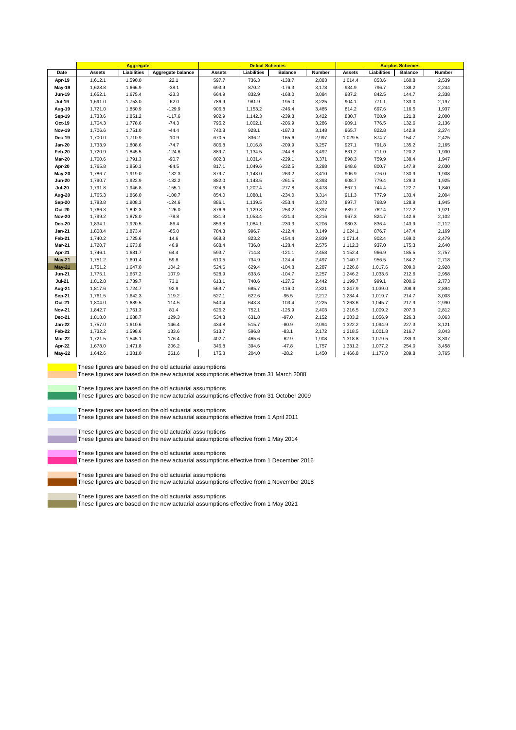| | Aggregate | | | Deficit Schemes | | | | Surplus Schemes | | | |
|---|---|---|---|---|---|---|---|---|---|---|---|
| Date | Assets | Liabilities | Aggregate balance | Assets | Liabilities | Balance | Number | Assets | Liabilities | Balance | Number |
| Apr-19 | 1,612.1 | 1,590.0 | 22.1 | 597.7 | 736.3 | -138.7 | 2,883 | 1,014.4 | 853.6 | 160.8 | 2,539 |
| May-19 | 1,628.8 | 1,666.9 | -38.1 | 693.9 | 870.2 | -176.3 | 3,178 | 934.9 | 796.7 | 138.2 | 2,244 |
| Jun-19 | 1,652.1 | 1,675.4 | -23.3 | 664.9 | 832.9 | -168.0 | 3,084 | 987.2 | 842.5 | 144.7 | 2,338 |
| Jul-19 | 1,691.0 | 1,753.0 | -62.0 | 786.9 | 981.9 | -195.0 | 3,225 | 904.1 | 771.1 | 133.0 | 2,197 |
| Aug-19 | 1,721.0 | 1,850.9 | -129.9 | 906.8 | 1,153.2 | -246.4 | 3,485 | 814.2 | 697.6 | 116.5 | 1,937 |
| Sep-19 | 1,733.6 | 1,851.2 | -117.6 | 902.9 | 1,142.3 | -239.3 | 3,422 | 830.7 | 708.9 | 121.8 | 2,000 |
| Oct-19 | 1,704.3 | 1,778.6 | -74.3 | 795.2 | 1,002.1 | -206.9 | 3,286 | 909.1 | 776.5 | 132.6 | 2,136 |
| Nov-19 | 1,706.6 | 1,751.0 | -44.4 | 740.8 | 928.1 | -187.3 | 3,148 | 965.7 | 822.8 | 142.9 | 2,274 |
| Dec-19 | 1,700.0 | 1,710.9 | -10.9 | 670.5 | 836.2 | -165.6 | 2,997 | 1,029.5 | 874.7 | 154.7 | 2,425 |
| Jan-20 | 1,733.9 | 1,808.6 | -74.7 | 806.8 | 1,016.8 | -209.9 | 3,257 | 927.1 | 791.8 | 135.2 | 2,165 |
| Feb-20 | 1,720.9 | 1,845.5 | -124.6 | 889.7 | 1,134.5 | -244.8 | 3,492 | 831.2 | 711.0 | 120.2 | 1,930 |
| Mar-20 | 1,700.6 | 1,791.3 | -90.7 | 802.3 | 1,031.4 | -229.1 | 3,371 | 898.3 | 759.9 | 138.4 | 1,947 |
| Apr-20 | 1,765.8 | 1,850.3 | -84.5 | 817.1 | 1,049.6 | -232.5 | 3,288 | 948.6 | 800.7 | 147.9 | 2,030 |
| May-20 | 1,786.7 | 1,919.0 | -132.3 | 879.7 | 1,143.0 | -263.2 | 3,410 | 906.9 | 776.0 | 130.9 | 1,908 |
| Jun-20 | 1,790.7 | 1,922.9 | -132.2 | 882.0 | 1,143.5 | -261.5 | 3,393 | 908.7 | 779.4 | 129.3 | 1,925 |
| Jul-20 | 1,791.8 | 1,946.8 | -155.1 | 924.6 | 1,202.4 | -277.8 | 3,478 | 867.1 | 744.4 | 122.7 | 1,840 |
| Aug-20 | 1,765.3 | 1,866.0 | -100.7 | 854.0 | 1,088.1 | -234.0 | 3,314 | 911.3 | 777.9 | 133.4 | 2,004 |
| Sep-20 | 1,783.8 | 1,908.3 | -124.6 | 886.1 | 1,139.5 | -253.4 | 3,373 | 897.7 | 768.9 | 128.9 | 1,945 |
| Oct-20 | 1,766.3 | 1,892.3 | -126.0 | 876.6 | 1,129.8 | -253.2 | 3,397 | 889.7 | 762.4 | 127.2 | 1,921 |
| Nov-20 | 1,799.2 | 1,878.0 | -78.8 | 831.9 | 1,053.4 | -221.4 | 3,216 | 967.3 | 824.7 | 142.6 | 2,102 |
| Dec-20 | 1,834.1 | 1,920.5 | -86.4 | 853.8 | 1,084.1 | -230.3 | 3,206 | 980.3 | 836.4 | 143.9 | 2,112 |
| Jan-21 | 1,808.4 | 1,873.4 | -65.0 | 784.3 | 996.7 | -212.4 | 3,149 | 1,024.1 | 876.7 | 147.4 | 2,169 |
| Feb-21 | 1,740.2 | 1,725.6 | 14.6 | 668.8 | 823.2 | -154.4 | 2,839 | 1,071.4 | 902.4 | 169.0 | 2,479 |
| Mar-21 | 1,720.7 | 1,673.8 | 46.9 | 608.4 | 736.8 | -128.4 | 2,575 | 1,112.3 | 937.0 | 175.3 | 2,640 |
| Apr-21 | 1,746.1 | 1,681.7 | 64.4 | 593.7 | 714.8 | -121.1 | 2,458 | 1,152.4 | 966.9 | 185.5 | 2,757 |
| May-21 | 1,751.2 | 1,691.4 | 59.8 | 610.5 | 734.9 | -124.4 | 2,497 | 1,140.7 | 956.5 | 184.2 | 2,718 |
| May-21 | 1,751.2 | 1,647.0 | 104.2 | 524.6 | 629.4 | -104.8 | 2,287 | 1,226.6 | 1,017.6 | 209.0 | 2,928 |
| Jun-21 | 1,775.1 | 1,667.2 | 107.9 | 528.9 | 633.6 | -104.7 | 2,257 | 1,246.2 | 1,033.6 | 212.6 | 2,958 |
| Jul-21 | 1,812.8 | 1,739.7 | 73.1 | 613.1 | 740.6 | -127.5 | 2,442 | 1,199.7 | 999.1 | 200.6 | 2,773 |
| Aug-21 | 1,817.6 | 1,724.7 | 92.9 | 569.7 | 685.7 | -116.0 | 2,321 | 1,247.9 | 1,039.0 | 208.9 | 2,894 |
| Sep-21 | 1,761.5 | 1,642.3 | 119.2 | 527.1 | 622.6 | -95.5 | 2,212 | 1,234.4 | 1,019.7 | 214.7 | 3,003 |
| Oct-21 | 1,804.0 | 1,689.5 | 114.5 | 540.4 | 643.8 | -103.4 | 2,225 | 1,263.6 | 1,045.7 | 217.9 | 2,990 |
| Nov-21 | 1,842.7 | 1,761.3 | 81.4 | 626.2 | 752.1 | -125.9 | 2,403 | 1,216.5 | 1,009.2 | 207.3 | 2,812 |
| Dec-21 | 1,818.0 | 1,688.7 | 129.3 | 534.8 | 631.8 | -97.0 | 2,152 | 1,283.2 | 1,056.9 | 226.3 | 3,063 |
| Jan-22 | 1,757.0 | 1,610.6 | 146.4 | 434.8 | 515.7 | -80.9 | 2,094 | 1,322.2 | 1,094.9 | 227.3 | 3,121 |
| Feb-22 | 1,732.2 | 1,598.6 | 133.6 | 513.7 | 596.8 | -83.1 | 2,172 | 1,218.5 | 1,001.8 | 216.7 | 3,043 |
| Mar-22 | 1,721.5 | 1,545.1 | 176.4 | 402.7 | 465.6 | -62.9 | 1,908 | 1,318.8 | 1,079.5 | 239.3 | 3,307 |
| Apr-22 | 1,678.0 | 1,471.8 | 206.2 | 346.8 | 394.6 | -47.8 | 1,757 | 1,331.2 | 1,077.2 | 254.0 | 3,458 |
| May-22 | 1,642.6 | 1,381.0 | 261.6 | 175.8 | 204.0 | -28.2 | 1,450 | 1,466.8 | 1,177.0 | 289.8 | 3,765 |

These figures are based on the old actuarial assumptions
These figures are based on the new actuarial assumptions effective from 31 March 2008

These figures are based on the old actuarial assumptions
These figures are based on the new actuarial assumptions effective from 31 October 2009

These figures are based on the old actuarial assumptions
These figures are based on the new actuarial assumptions effective from 1 April 2011

These figures are based on the old actuarial assumptions
These figures are based on the new actuarial assumptions effective from 1 May 2014

These figures are based on the old actuarial assumptions
These figures are based on the new actuarial assumptions effective from 1 December 2016

These figures are based on the old actuarial assumptions
These figures are based on the new actuarial assumptions effective from 1 November 2018

These figures are based on the old actuarial assumptions
These figures are based on the new actuarial assumptions effective from 1 May 2021